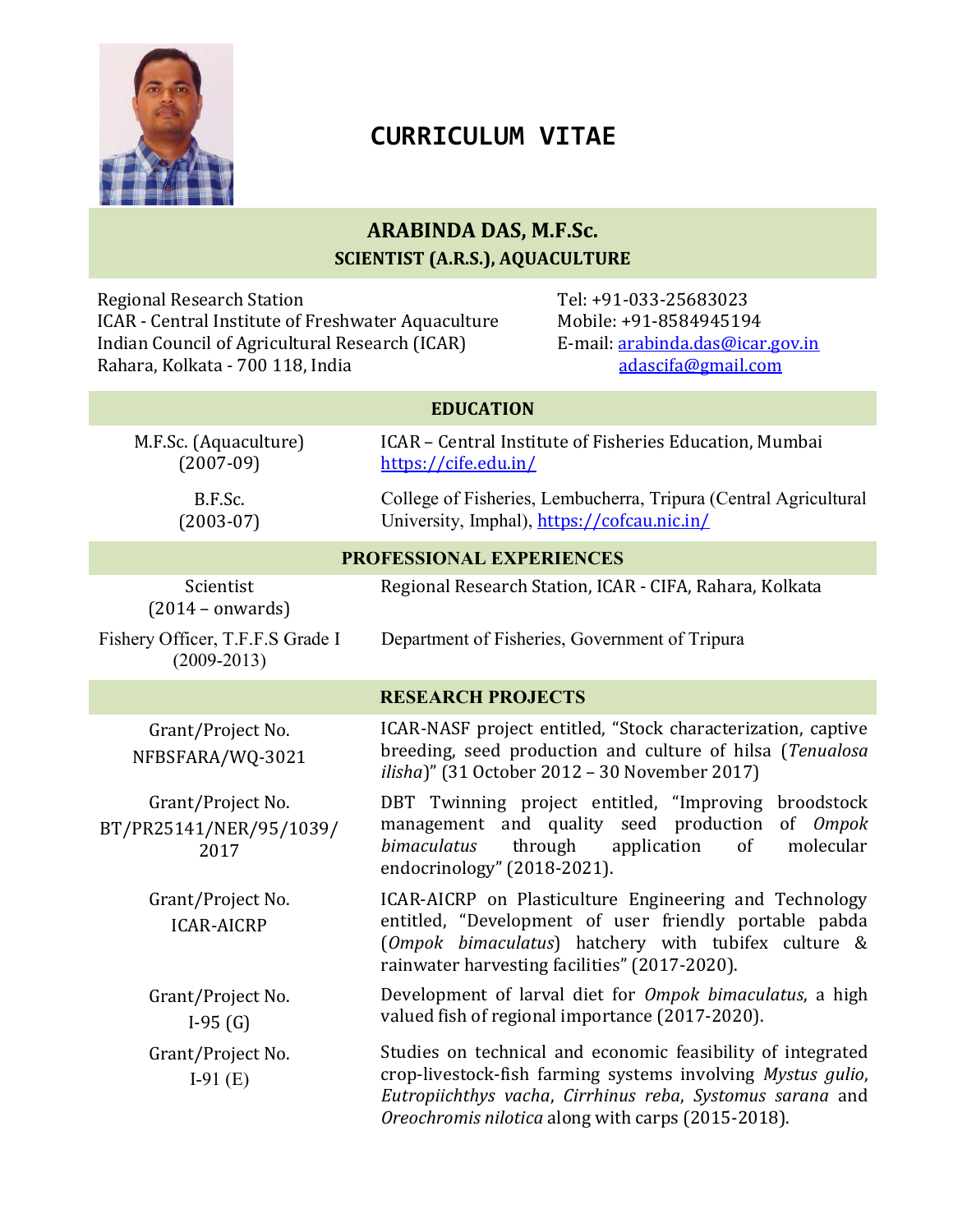# CURRICULUM VITAE

## ARABINDA DAS, M.F.Sc.

**SCIENTIST (A.R.S.), AQUACULTURE**

Regional Research Station
ICAR - Central Institute of Freshwater Aquaculture
Indian Council of Agricultural Research (ICAR)
Rahara, Kolkata - 700 118, India

Tel: +91-033-25683023
Mobile: +91-8584945194
E-mail: arabinda.das@icar.gov.in
adascifa@gmail.com

## EDUCATION

| | |
|---|---|
| M.F.Sc. (Aquaculture) (2007-09) | ICAR – Central Institute of Fisheries Education, Mumbai https://cife.edu.in/ |
| B.F.Sc. (2003-07) | College of Fisheries, Lembucherra, Tripura (Central Agricultural University, Imphal), https://cofcau.nic.in/ |

## PROFESSIONAL EXPERIENCES

| | |
|---|---|
| Scientist (2014 – onwards) | Regional Research Station, ICAR - CIFA, Rahara, Kolkata |
| Fishery Officer, T.F.F.S Grade I (2009-2013) | Department of Fisheries, Government of Tripura |

## RESEARCH PROJECTS

| | |
|---|---|
| Grant/Project No. NFBSFARA/WQ-3021 | ICAR-NASF project entitled, "Stock characterization, captive breeding, seed production and culture of hilsa (*Tenualosa ilisha*)" (31 October 2012 – 30 November 2017) |
| Grant/Project No. BT/PR25141/NER/95/1039/2017 | DBT Twinning project entitled, "Improving broodstock management and quality seed production of *Ompok bimaculatus* through application of molecular endocrinology" (2018-2021). |
| Grant/Project No. ICAR-AICRP | ICAR-AICRP on Plasticulture Engineering and Technology entitled, "Development of user friendly portable pabda (*Ompok bimaculatus*) hatchery with tubifex culture & rainwater harvesting facilities" (2017-2020). |
| Grant/Project No. I-95 (G) | Development of larval diet for *Ompok bimaculatus*, a high valued fish of regional importance (2017-2020). |
| Grant/Project No. I-91 (E) | Studies on technical and economic feasibility of integrated crop-livestock-fish farming systems involving *Mystus gulio*, *Eutropiichthys vacha*, *Cirrhinus reba*, *Systomus sarana* and *Oreochromis nilotica* along with carps (2015-2018). |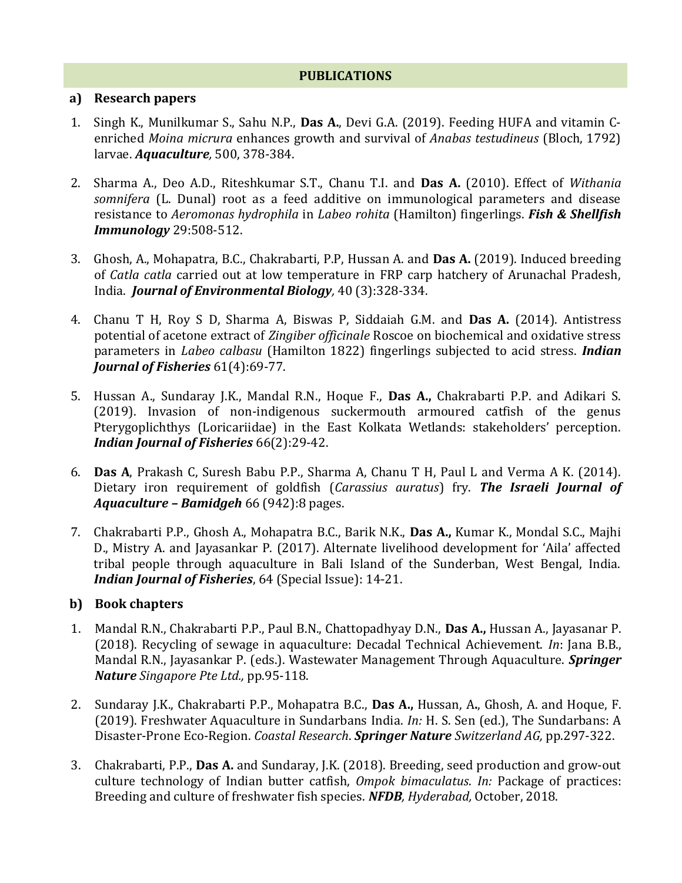## PUBLICATIONS

### a) Research papers

1. Singh K., Munilkumar S., Sahu N.P., **Das A.**, Devi G.A. (2019). Feeding HUFA and vitamin C-enriched *Moina micrura* enhances growth and survival of *Anabas testudineus* (Bloch, 1792) larvae. ***Aquaculture,*** 500, 378-384.

2. Sharma A., Deo A.D., Riteshkumar S.T., Chanu T.I. and **Das A.** (2010). Effect of *Withania somnifera* (L. Dunal) root as a feed additive on immunological parameters and disease resistance to *Aeromonas hydrophila* in *Labeo rohita* (Hamilton) fingerlings. ***Fish & Shellfish Immunology*** 29:508-512.

3. Ghosh, A., Mohapatra, B.C., Chakrabarti, P.P, Hussan A. and **Das A.** (2019). Induced breeding of *Catla catla* carried out at low temperature in FRP carp hatchery of Arunachal Pradesh, India. ***Journal of Environmental Biology,*** 40 (3):328-334.

4. Chanu T H, Roy S D, Sharma A, Biswas P, Siddaiah G.M. and **Das A.** (2014). Antistress potential of acetone extract of *Zingiber officinale* Roscoe on biochemical and oxidative stress parameters in *Labeo calbasu* (Hamilton 1822) fingerlings subjected to acid stress. ***Indian Journal of Fisheries*** 61(4):69-77.

5. Hussan A., Sundaray J.K., Mandal R.N., Hoque F., **Das A.,** Chakrabarti P.P. and Adikari S. (2019). Invasion of non-indigenous suckermouth armoured catfish of the genus Pterygoplichthys (Loricariidae) in the East Kolkata Wetlands: stakeholders' perception. ***Indian Journal of Fisheries*** 66(2):29-42.

6. **Das A**, Prakash C, Suresh Babu P.P., Sharma A, Chanu T H, Paul L and Verma A K. (2014). Dietary iron requirement of goldfish (*Carassius auratus*) fry. ***The Israeli Journal of Aquaculture – Bamidgeh*** 66 (942):8 pages.

7. Chakrabarti P.P., Ghosh A., Mohapatra B.C., Barik N.K., **Das A.,** Kumar K., Mondal S.C., Majhi D., Mistry A. and Jayasankar P. (2017). Alternate livelihood development for 'Aila' affected tribal people through aquaculture in Bali Island of the Sunderban, West Bengal, India. ***Indian Journal of Fisheries***, 64 (Special Issue): 14-21.

### b) Book chapters

1. Mandal R.N., Chakrabarti P.P., Paul B.N., Chattopadhyay D.N., **Das A.,** Hussan A., Jayasanar P. (2018). Recycling of sewage in aquaculture: Decadal Technical Achievement. *In*: Jana B.B., Mandal R.N., Jayasankar P. (eds.). Wastewater Management Through Aquaculture. ***Springer Nature*** *Singapore Pte Ltd.,* pp.95-118.

2. Sundaray J.K., Chakrabarti P.P., Mohapatra B.C., **Das A.,** Hussan, A**.**, Ghosh, A. and Hoque, F. (2019). Freshwater Aquaculture in Sundarbans India. *In:* H. S. Sen (ed.), The Sundarbans: A Disaster-Prone Eco-Region. *Coastal Research*. ***Springer Nature*** *Switzerland AG,* pp.297-322.

3. Chakrabarti, P.P., **Das A.** and Sundaray, J.K. (2018). Breeding, seed production and grow-out culture technology of Indian butter catfish, *Ompok bimaculatus*. *In:* Package of practices: Breeding and culture of freshwater fish species. ***NFDB****, Hyderabad,* October, 2018.